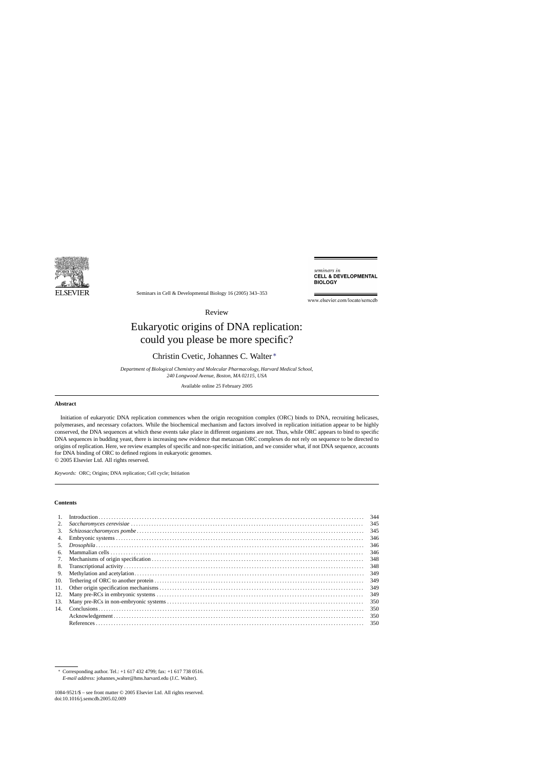Review

# Eukaryotic origins of DNA replication: could you please be more specific?

Christin Cvetic, Johannes C. Walter *

*Department of Biological Chemistry and Molecular Pharmacology, Harvard Medical School, 240 Longwood Avenue, Boston, MA 02115, USA*

Available online 25 February 2005

## Abstract

Initiation of eukaryotic DNA replication commences when the origin recognition complex (ORC) binds to DNA, recruiting helicases, polymerases, and necessary cofactors. While the biochemical mechanism and factors involved in replication initiation appear to be highly conserved, the DNA sequences at which these events take place in different organisms are not. Thus, while ORC appears to bind to specific DNA sequences in budding yeast, there is increasing new evidence that metazoan ORC complexes do not rely on sequence to be directed to origins of replication. Here, we review examples of specific and non-specific initiation, and we consider what, if not DNA sequence, accounts for DNA binding of ORC to defined regions in eukaryotic genomes.

© 2005 Elsevier Ltd. All rights reserved.

*Keywords:* ORC; Origins; DNA replication; Cell cycle; Initiation

## Contents

| | | |
|---|---|---|
| 1. | Introduction | 344 |
| 2. | *Saccharomyces cerevisiae* | 345 |
| 3. | *Schizosaccharomyces pombe* | 345 |
| 4. | Embryonic systems | 346 |
| 5. | *Drosophila* | 346 |
| 6. | Mammalian cells | 346 |
| 7. | Mechanisms of origin specification | 348 |
| 8. | Transcriptional activity | 348 |
| 9. | Methylation and acetylation | 349 |
| 10. | Tethering of ORC to another protein | 349 |
| 11. | Other origin specification mechanisms | 349 |
| 12. | Many pre-RCs in embryonic systems | 349 |
| 13. | Many pre-RCs in non-embryonic systems | 350 |
| 14. | Conclusions | 350 |
| | Acknowledgement | 350 |
| | References | 350 |

* Corresponding author. Tel.: +1 617 432 4799; fax: +1 617 738 0516.
*E-mail address:* johannes_walter@hms.harvard.edu (J.C. Walter).

1084-9521/$ – see front matter © 2005 Elsevier Ltd. All rights reserved.
doi:10.1016/j.semcdb.2005.02.009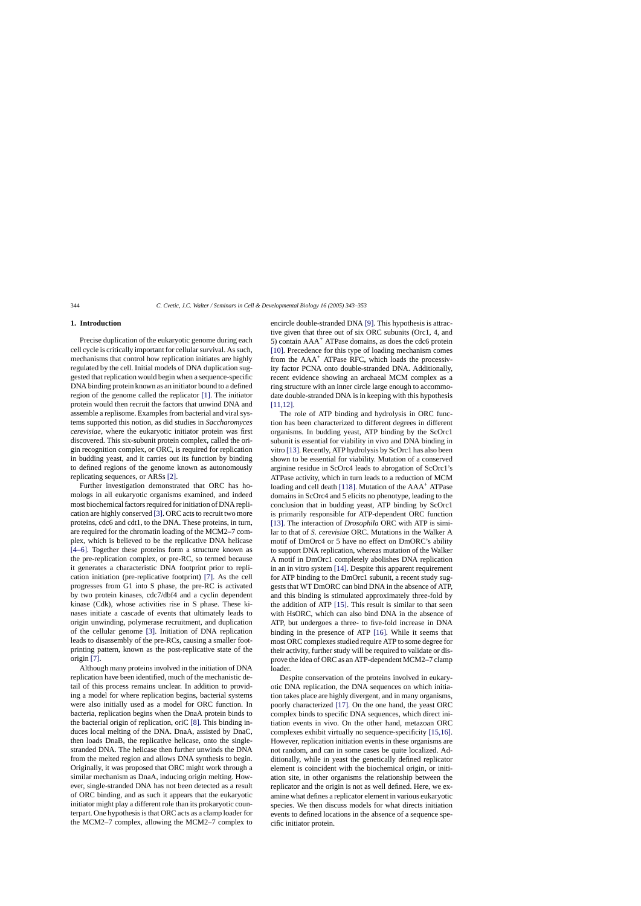## 1. Introduction

Precise duplication of the eukaryotic genome during each cell cycle is critically important for cellular survival. As such, mechanisms that control how replication initiates are highly regulated by the cell. Initial models of DNA duplication suggested that replication would begin when a sequence-specific DNA binding protein known as an initiator bound to a defined region of the genome called the replicator [1]. The initiator protein would then recruit the factors that unwind DNA and assemble a replisome. Examples from bacterial and viral systems supported this notion, as did studies in *Saccharomyces cerevisiae*, where the eukaryotic initiator protein was first discovered. This six-subunit protein complex, called the origin recognition complex, or ORC, is required for replication in budding yeast, and it carries out its function by binding to defined regions of the genome known as autonomously replicating sequences, or ARSs [2].

Further investigation demonstrated that ORC has homologs in all eukaryotic organisms examined, and indeed most biochemical factors required for initiation of DNA replication are highly conserved [3]. ORC acts to recruit two more proteins, cdc6 and cdt1, to the DNA. These proteins, in turn, are required for the chromatin loading of the MCM2–7 complex, which is believed to be the replicative DNA helicase [4–6]. Together these proteins form a structure known as the pre-replication complex, or pre-RC, so termed because it generates a characteristic DNA footprint prior to replication initiation (pre-replicative footprint) [7]. As the cell progresses from G1 into S phase, the pre-RC is activated by two protein kinases, cdc7/dbf4 and a cyclin dependent kinase (Cdk), whose activities rise in S phase. These kinases initiate a cascade of events that ultimately leads to origin unwinding, polymerase recruitment, and duplication of the cellular genome [3]. Initiation of DNA replication leads to disassembly of the pre-RCs, causing a smaller footprinting pattern, known as the post-replicative state of the origin [7].

Although many proteins involved in the initiation of DNA replication have been identified, much of the mechanistic detail of this process remains unclear. In addition to providing a model for where replication begins, bacterial systems were also initially used as a model for ORC function. In bacteria, replication begins when the DnaA protein binds to the bacterial origin of replication, oriC [8]. This binding induces local melting of the DNA. DnaA, assisted by DnaC, then loads DnaB, the replicative helicase, onto the single-stranded DNA. The helicase then further unwinds the DNA from the melted region and allows DNA synthesis to begin. Originally, it was proposed that ORC might work through a similar mechanism as DnaA, inducing origin melting. However, single-stranded DNA has not been detected as a result of ORC binding, and as such it appears that the eukaryotic initiator might play a different role than its prokaryotic counterpart. One hypothesis is that ORC acts as a clamp loader for the MCM2–7 complex, allowing the MCM2–7 complex to encircle double-stranded DNA [9]. This hypothesis is attractive given that three out of six ORC subunits (Orc1, 4, and 5) contain $AAA^+$ ATPase domains, as does the cdc6 protein [10]. Precedence for this type of loading mechanism comes from the $AAA^+$ ATPase RFC, which loads the processivity factor PCNA onto double-stranded DNA. Additionally, recent evidence showing an archaeal MCM complex as a ring structure with an inner circle large enough to accommodate double-stranded DNA is in keeping with this hypothesis [11,12].

The role of ATP binding and hydrolysis in ORC function has been characterized to different degrees in different organisms. In budding yeast, ATP binding by the ScOrc1 subunit is essential for viability in vivo and DNA binding in vitro [13]. Recently, ATP hydrolysis by ScOrc1 has also been shown to be essential for viability. Mutation of a conserved arginine residue in ScOrc4 leads to abrogation of ScOrc1's ATPase activity, which in turn leads to a reduction of MCM loading and cell death [118]. Mutation of the $AAA^+$ ATPase domains in ScOrc4 and 5 elicits no phenotype, leading to the conclusion that in budding yeast, ATP binding by ScOrc1 is primarily responsible for ATP-dependent ORC function [13]. The interaction of *Drosophila* ORC with ATP is similar to that of *S. cerevisiae* ORC. Mutations in the Walker A motif of DmOrc4 or 5 have no effect on DmORC's ability to support DNA replication, whereas mutation of the Walker A motif in DmOrc1 completely abolishes DNA replication in an in vitro system [14]. Despite this apparent requirement for ATP binding to the DmOrc1 subunit, a recent study suggests that WT DmORC can bind DNA in the absence of ATP, and this binding is stimulated approximately three-fold by the addition of ATP [15]. This result is similar to that seen with HsORC, which can also bind DNA in the absence of ATP, but undergoes a three- to five-fold increase in DNA binding in the presence of ATP [16]. While it seems that most ORC complexes studied require ATP to some degree for their activity, further study will be required to validate or disprove the idea of ORC as an ATP-dependent MCM2–7 clamp loader.

Despite conservation of the proteins involved in eukaryotic DNA replication, the DNA sequences on which initiation takes place are highly divergent, and in many organisms, poorly characterized [17]. On the one hand, the yeast ORC complex binds to specific DNA sequences, which direct initiation events in vivo. On the other hand, metazoan ORC complexes exhibit virtually no sequence-specificity [15,16]. However, replication initiation events in these organisms are not random, and can in some cases be quite localized. Additionally, while in yeast the genetically defined replicator element is coincident with the biochemical origin, or initiation site, in other organisms the relationship between the replicator and the origin is not as well defined. Here, we examine what defines a replicator element in various eukaryotic species. We then discuss models for what directs initiation events to defined locations in the absence of a sequence specific initiator protein.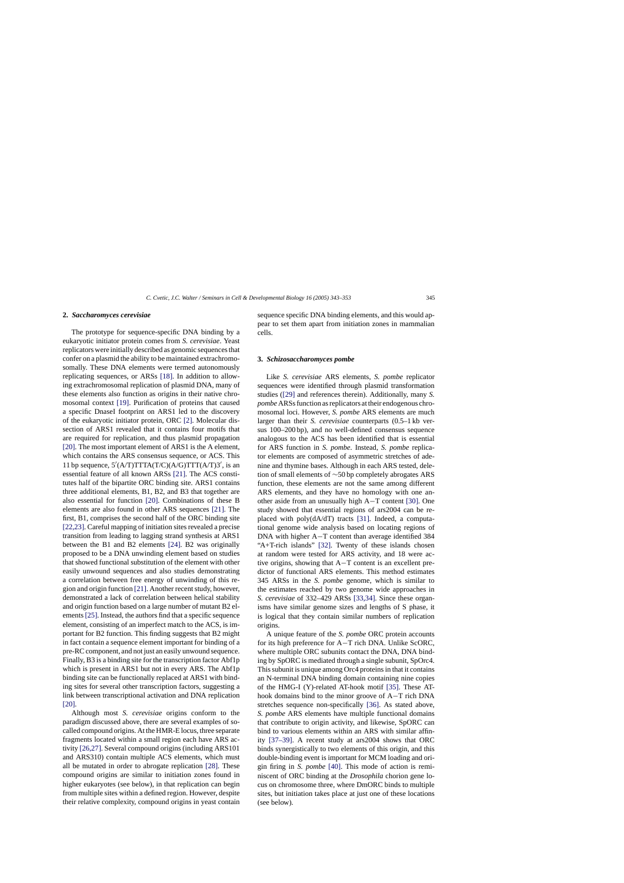## 2. *Saccharomyces cerevisiae*

The prototype for sequence-specific DNA binding by a eukaryotic initiator protein comes from *S. cerevisiae*. Yeast replicators were initially described as genomic sequences that confer on a plasmid the ability to be maintained extrachromosomally. These DNA elements were termed autonomously replicating sequences, or ARSs [18]. In addition to allowing extrachromosomal replication of plasmid DNA, many of these elements also function as origins in their native chromosomal context [19]. Purification of proteins that caused a specific DnaseI footprint on ARS1 led to the discovery of the eukaryotic initiator protein, ORC [2]. Molecular dissection of ARS1 revealed that it contains four motifs that are required for replication, and thus plasmid propagation [20]. The most important element of ARS1 is the A element, which contains the ARS consensus sequence, or ACS. This 11 bp sequence, 5′(A/T)TTTA(T/C)(A/G)TTT(A/T)3′, is an essential feature of all known ARSs [21]. The ACS constitutes half of the bipartite ORC binding site. ARS1 contains three additional elements, B1, B2, and B3 that together are also essential for function [20]. Combinations of these B elements are also found in other ARS sequences [21]. The first, B1, comprises the second half of the ORC binding site [22,23]. Careful mapping of initiation sites revealed a precise transition from leading to lagging strand synthesis at ARS1 between the B1 and B2 elements [24]. B2 was originally proposed to be a DNA unwinding element based on studies that showed functional substitution of the element with other easily unwound sequences and also studies demonstrating a correlation between free energy of unwinding of this region and origin function [21]. Another recent study, however, demonstrated a lack of correlation between helical stability and origin function based on a large number of mutant B2 elements [25]. Instead, the authors find that a specific sequence element, consisting of an imperfect match to the ACS, is important for B2 function. This finding suggests that B2 might in fact contain a sequence element important for binding of a pre-RC component, and not just an easily unwound sequence. Finally, B3 is a binding site for the transcription factor Abf1p which is present in ARS1 but not in every ARS. The Abf1p binding site can be functionally replaced at ARS1 with binding sites for several other transcription factors, suggesting a link between transcriptional activation and DNA replication [20].

Although most *S. cerevisiae* origins conform to the paradigm discussed above, there are several examples of so-called compound origins. At the HMR-E locus, three separate fragments located within a small region each have ARS activity [26,27]. Several compound origins (including ARS101 and ARS310) contain multiple ACS elements, which must all be mutated in order to abrogate replication [28]. These compound origins are similar to initiation zones found in higher eukaryotes (see below), in that replication can begin from multiple sites within a defined region. However, despite their relative complexity, compound origins in yeast contain sequence specific DNA binding elements, and this would appear to set them apart from initiation zones in mammalian cells.

## 3. *Schizosaccharomyces pombe*

Like *S. cerevisiae* ARS elements, *S. pombe* replicator sequences were identified through plasmid transformation studies ([29] and references therein). Additionally, many *S. pombe* ARSs function as replicators at their endogenous chromosomal loci. However, *S. pombe* ARS elements are much larger than their *S. cerevisiae* counterparts (0.5–1 kb versus 100–200 bp), and no well-defined consensus sequence analogous to the ACS has been identified that is essential for ARS function in *S. pombe*. Instead, *S. pombe* replicator elements are composed of asymmetric stretches of adenine and thymine bases. Although in each ARS tested, deletion of small elements of ∼50 bp completely abrogates ARS function, these elements are not the same among different ARS elements, and they have no homology with one another aside from an unusually high A−T content [30]. One study showed that essential regions of ars2004 can be replaced with poly(dA/dT) tracts [31]. Indeed, a computational genome wide analysis based on locating regions of DNA with higher A−T content than average identified 384 "A+T-rich islands" [32]. Twenty of these islands chosen at random were tested for ARS activity, and 18 were active origins, showing that A−T content is an excellent predictor of functional ARS elements. This method estimates 345 ARSs in the *S. pombe* genome, which is similar to the estimates reached by two genome wide approaches in *S. cerevisiae* of 332–429 ARSs [33,34]. Since these organisms have similar genome sizes and lengths of S phase, it is logical that they contain similar numbers of replication origins.

A unique feature of the *S. pombe* ORC protein accounts for its high preference for A−T rich DNA. Unlike ScORC, where multiple ORC subunits contact the DNA, DNA binding by SpORC is mediated through a single subunit, SpOrc4. This subunit is unique among Orc4 proteins in that it contains an N-terminal DNA binding domain containing nine copies of the HMG-I (Y)-related AT-hook motif [35]. These AT-hook domains bind to the minor groove of A−T rich DNA stretches sequence non-specifically [36]. As stated above, *S. pombe* ARS elements have multiple functional domains that contribute to origin activity, and likewise, SpORC can bind to various elements within an ARS with similar affinity [37–39]. A recent study at ars2004 shows that ORC binds synergistically to two elements of this origin, and this double-binding event is important for MCM loading and origin firing in *S. pombe* [40]. This mode of action is reminiscent of ORC binding at the *Drosophila* chorion gene locus on chromosome three, where DmORC binds to multiple sites, but initiation takes place at just one of these locations (see below).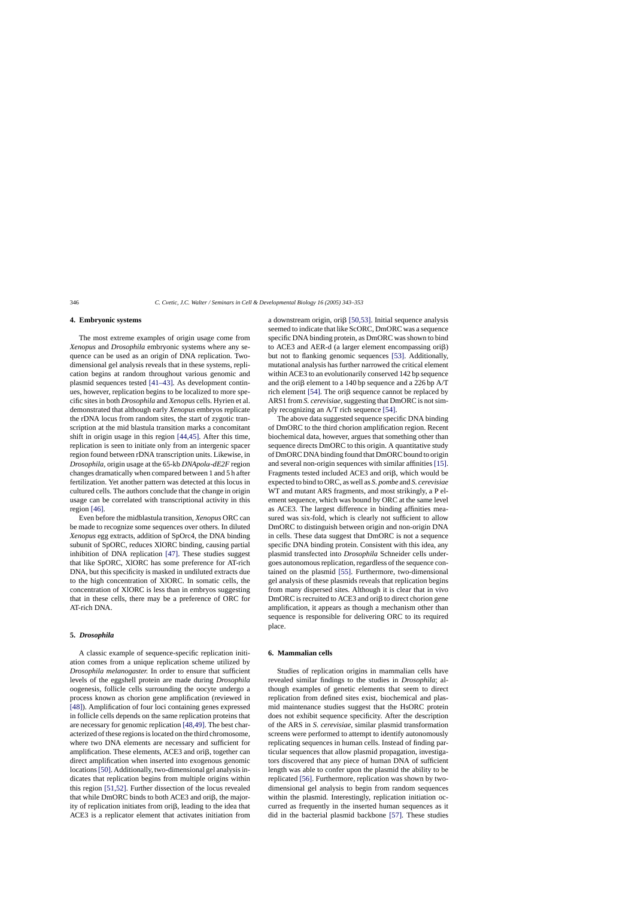## 4. Embryonic systems

The most extreme examples of origin usage come from *Xenopus* and *Drosophila* embryonic systems where any sequence can be used as an origin of DNA replication. Two-dimensional gel analysis reveals that in these systems, replication begins at random throughout various genomic and plasmid sequences tested [41–43]. As development continues, however, replication begins to be localized to more specific sites in both *Drosophila* and *Xenopus* cells. Hyrien et al. demonstrated that although early *Xenopus* embryos replicate the rDNA locus from random sites, the start of zygotic transcription at the mid blastula transition marks a concomitant shift in origin usage in this region [44,45]. After this time, replication is seen to initiate only from an intergenic spacer region found between rDNA transcription units. Likewise, in *Drosophila*, origin usage at the 65-kb *DNApolα-dE2F* region changes dramatically when compared between 1 and 5 h after fertilization. Yet another pattern was detected at this locus in cultured cells. The authors conclude that the change in origin usage can be correlated with transcriptional activity in this region [46].

Even before the midblastula transition, *Xenopus* ORC can be made to recognize some sequences over others. In diluted *Xenopus* egg extracts, addition of SpOrc4, the DNA binding subunit of SpORC, reduces XlORC binding, causing partial inhibition of DNA replication [47]. These studies suggest that like SpORC, XlORC has some preference for AT-rich DNA, but this specificity is masked in undiluted extracts due to the high concentration of XlORC. In somatic cells, the concentration of XlORC is less than in embryos suggesting that in these cells, there may be a preference of ORC for AT-rich DNA.

## 5. *Drosophila*

A classic example of sequence-specific replication initiation comes from a unique replication scheme utilized by *Drosophila melanogaster*. In order to ensure that sufficient levels of the eggshell protein are made during *Drosophila* oogenesis, follicle cells surrounding the oocyte undergo a process known as chorion gene amplification (reviewed in [48]). Amplification of four loci containing genes expressed in follicle cells depends on the same replication proteins that are necessary for genomic replication [48,49]. The best characterized of these regions is located on the third chromosome, where two DNA elements are necessary and sufficient for amplification. These elements, ACE3 and oriβ, together can direct amplification when inserted into exogenous genomic locations [50]. Additionally, two-dimensional gel analysis indicates that replication begins from multiple origins within this region [51,52]. Further dissection of the locus revealed that while DmORC binds to both ACE3 and oriβ, the majority of replication initiates from oriβ, leading to the idea that ACE3 is a replicator element that activates initiation from a downstream origin, oriβ [50,53]. Initial sequence analysis seemed to indicate that like ScORC, DmORC was a sequence specific DNA binding protein, as DmORC was shown to bind to ACE3 and AER-d (a larger element encompassing oriβ) but not to flanking genomic sequences [53]. Additionally, mutational analysis has further narrowed the critical element within ACE3 to an evolutionarily conserved 142 bp sequence and the oriβ element to a 140 bp sequence and a 226 bp A/T rich element [54]. The oriβ sequence cannot be replaced by ARS1 from *S. cerevisiae*, suggesting that DmORC is not simply recognizing an A/T rich sequence [54].

The above data suggested sequence specific DNA binding of DmORC to the third chorion amplification region. Recent biochemical data, however, argues that something other than sequence directs DmORC to this origin. A quantitative study of DmORC DNA binding found that DmORC bound to origin and several non-origin sequences with similar affinities [15]. Fragments tested included ACE3 and oriβ, which would be expected to bind to ORC, as well as *S. pombe* and *S. cerevisiae* WT and mutant ARS fragments, and most strikingly, a P element sequence, which was bound by ORC at the same level as ACE3. The largest difference in binding affinities measured was six-fold, which is clearly not sufficient to allow DmORC to distinguish between origin and non-origin DNA in cells. These data suggest that DmORC is not a sequence specific DNA binding protein. Consistent with this idea, any plasmid transfected into *Drosophila* Schneider cells undergoes autonomous replication, regardless of the sequence contained on the plasmid [55]. Furthermore, two-dimensional gel analysis of these plasmids reveals that replication begins from many dispersed sites. Although it is clear that in vivo DmORC is recruited to ACE3 and oriβ to direct chorion gene amplification, it appears as though a mechanism other than sequence is responsible for delivering ORC to its required place.

## 6. Mammalian cells

Studies of replication origins in mammalian cells have revealed similar findings to the studies in *Drosophila*; although examples of genetic elements that seem to direct replication from defined sites exist, biochemical and plasmid maintenance studies suggest that the HsORC protein does not exhibit sequence specificity. After the description of the ARS in *S. cerevisiae*, similar plasmid transformation screens were performed to attempt to identify autonomously replicating sequences in human cells. Instead of finding particular sequences that allow plasmid propagation, investigators discovered that any piece of human DNA of sufficient length was able to confer upon the plasmid the ability to be replicated [56]. Furthermore, replication was shown by two-dimensional gel analysis to begin from random sequences within the plasmid. Interestingly, replication initiation occurred as frequently in the inserted human sequences as it did in the bacterial plasmid backbone [57]. These studies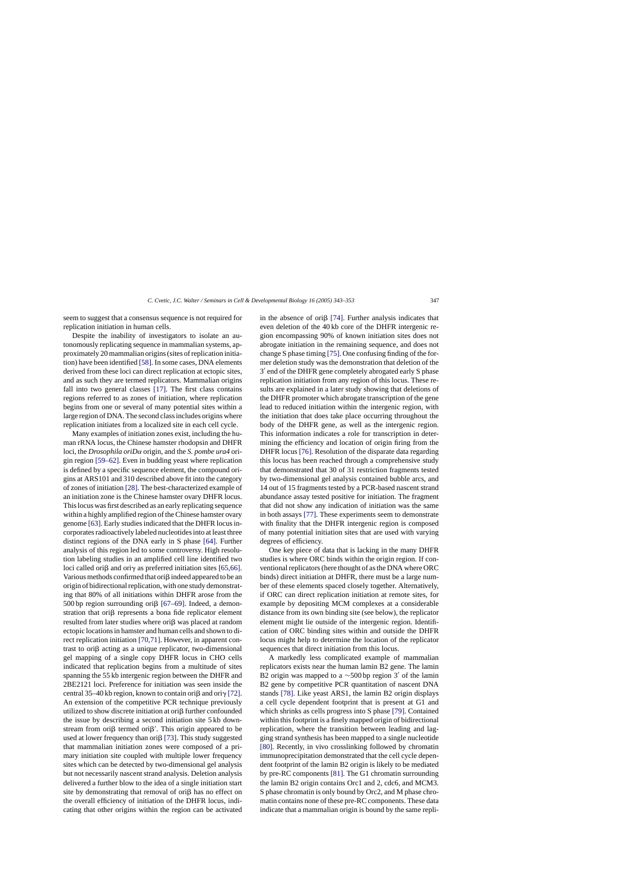seem to suggest that a consensus sequence is not required for replication initiation in human cells.

Despite the inability of investigators to isolate an autonomously replicating sequence in mammalian systems, approximately 20 mammalian origins (sites of replication initiation) have been identified [58]. In some cases, DNA elements derived from these loci can direct replication at ectopic sites, and as such they are termed replicators. Mammalian origins fall into two general classes [17]. The first class contains regions referred to as zones of initiation, where replication begins from one or several of many potential sites within a large region of DNA. The second class includes origins where replication initiates from a localized site in each cell cycle.

Many examples of initiation zones exist, including the human rRNA locus, the Chinese hamster rhodopsin and DHFR loci, the *Drosophila oriDα* origin, and the *S. pombe ura4* origin region [59–62]. Even in budding yeast where replication is defined by a specific sequence element, the compound origins at ARS101 and 310 described above fit into the category of zones of initiation [28]. The best-characterized example of an initiation zone is the Chinese hamster ovary DHFR locus. This locus was first described as an early replicating sequence within a highly amplified region of the Chinese hamster ovary genome [63]. Early studies indicated that the DHFR locus incorporates radioactively labeled nucleotides into at least three distinct regions of the DNA early in S phase [64]. Further analysis of this region led to some controversy. High resolution labeling studies in an amplified cell line identified two loci called oriβ and oriγ as preferred initiation sites [65,66]. Various methods confirmed that oriβ indeed appeared to be an origin of bidirectional replication, with one study demonstrating that 80% of all initiations within DHFR arose from the 500 bp region surrounding oriβ [67–69]. Indeed, a demonstration that oriβ represents a bona fide replicator element resulted from later studies where oriβ was placed at random ectopic locations in hamster and human cells and shown to direct replication initiation [70,71]. However, in apparent contrast to oriβ acting as a unique replicator, two-dimensional gel mapping of a single copy DHFR locus in CHO cells indicated that replication begins from a multitude of sites spanning the 55 kb intergenic region between the DHFR and 2BE2121 loci. Preference for initiation was seen inside the central 35–40 kb region, known to contain oriβ and oriγ [72]. An extension of the competitive PCR technique previously utilized to show discrete initiation at oriβ further confounded the issue by describing a second initiation site 5 kb downstream from oriβ termed oriβ′. This origin appeared to be used at lower frequency than oriβ [73]. This study suggested that mammalian initiation zones were composed of a primary initiation site coupled with multiple lower frequency sites which can be detected by two-dimensional gel analysis but not necessarily nascent strand analysis. Deletion analysis delivered a further blow to the idea of a single initiation start site by demonstrating that removal of oriβ has no effect on the overall efficiency of initiation of the DHFR locus, indicating that other origins within the region can be activated in the absence of oriβ [74]. Further analysis indicates that even deletion of the 40 kb core of the DHFR intergenic region encompassing 90% of known initiation sites does not abrogate initiation in the remaining sequence, and does not change S phase timing [75]. One confusing finding of the former deletion study was the demonstration that deletion of the 3′ end of the DHFR gene completely abrogated early S phase replication initiation from any region of this locus. These results are explained in a later study showing that deletions of the DHFR promoter which abrogate transcription of the gene lead to reduced initiation within the intergenic region, with the initiation that does take place occurring throughout the body of the DHFR gene, as well as the intergenic region. This information indicates a role for transcription in determining the efficiency and location of origin firing from the DHFR locus [76]. Resolution of the disparate data regarding this locus has been reached through a comprehensive study that demonstrated that 30 of 31 restriction fragments tested by two-dimensional gel analysis contained bubble arcs, and 14 out of 15 fragments tested by a PCR-based nascent strand abundance assay tested positive for initiation. The fragment that did not show any indication of initiation was the same in both assays [77]. These experiments seem to demonstrate with finality that the DHFR intergenic region is composed of many potential initiation sites that are used with varying degrees of efficiency.

One key piece of data that is lacking in the many DHFR studies is where ORC binds within the origin region. If conventional replicators (here thought of as the DNA where ORC binds) direct initiation at DHFR, there must be a large number of these elements spaced closely together. Alternatively, if ORC can direct replication initiation at remote sites, for example by depositing MCM complexes at a considerable distance from its own binding site (see below), the replicator element might lie outside of the intergenic region. Identification of ORC binding sites within and outside the DHFR locus might help to determine the location of the replicator sequences that direct initiation from this locus.

A markedly less complicated example of mammalian replicators exists near the human lamin B2 gene. The lamin B2 origin was mapped to a ∼500 bp region 3′ of the lamin B2 gene by competitive PCR quantitation of nascent DNA stands [78]. Like yeast ARS1, the lamin B2 origin displays a cell cycle dependent footprint that is present at G1 and which shrinks as cells progress into S phase [79]. Contained within this footprint is a finely mapped origin of bidirectional replication, where the transition between leading and lagging strand synthesis has been mapped to a single nucleotide [80]. Recently, in vivo crosslinking followed by chromatin immunoprecipitation demonstrated that the cell cycle dependent footprint of the lamin B2 origin is likely to be mediated by pre-RC components [81]. The G1 chromatin surrounding the lamin B2 origin contains Orc1 and 2, cdc6, and MCM3. S phase chromatin is only bound by Orc2, and M phase chromatin contains none of these pre-RC components. These data indicate that a mammalian origin is bound by the same repli-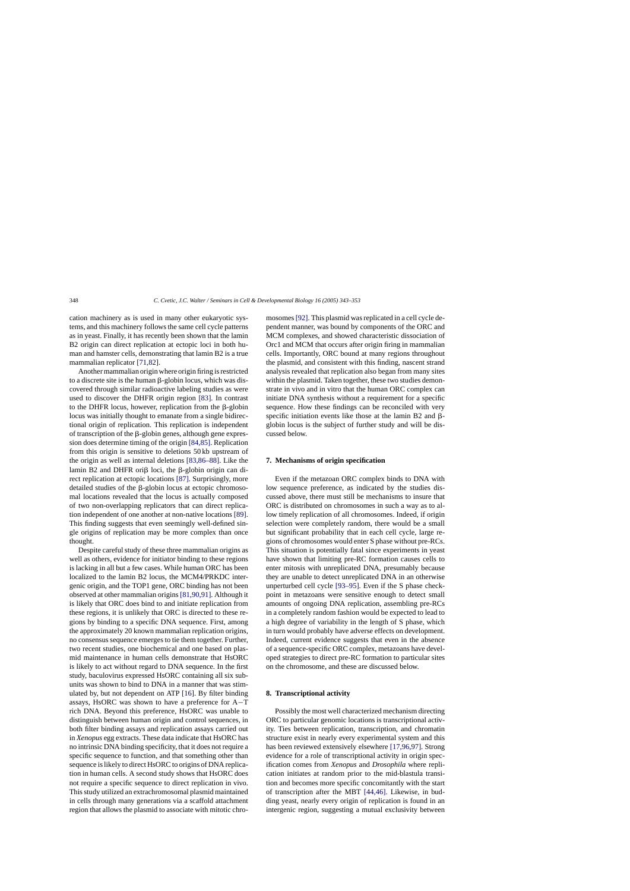cation machinery as is used in many other eukaryotic systems, and this machinery follows the same cell cycle patterns as in yeast. Finally, it has recently been shown that the lamin B2 origin can direct replication at ectopic loci in both human and hamster cells, demonstrating that lamin B2 is a true mammalian replicator [71,82].

Another mammalian origin where origin firing is restricted to a discrete site is the human β-globin locus, which was discovered through similar radioactive labeling studies as were used to discover the DHFR origin region [83]. In contrast to the DHFR locus, however, replication from the β-globin locus was initially thought to emanate from a single bidirectional origin of replication. This replication is independent of transcription of the β-globin genes, although gene expression does determine timing of the origin [84,85]. Replication from this origin is sensitive to deletions 50 kb upstream of the origin as well as internal deletions [83,86–88]. Like the lamin B2 and DHFR oriβ loci, the β-globin origin can direct replication at ectopic locations [87]. Surprisingly, more detailed studies of the β-globin locus at ectopic chromosomal locations revealed that the locus is actually composed of two non-overlapping replicators that can direct replication independent of one another at non-native locations [89]. This finding suggests that even seemingly well-defined single origins of replication may be more complex than once thought.

Despite careful study of these three mammalian origins as well as others, evidence for initiator binding to these regions is lacking in all but a few cases. While human ORC has been localized to the lamin B2 locus, the MCM4/PRKDC intergenic origin, and the TOP1 gene, ORC binding has not been observed at other mammalian origins [81,90,91]. Although it is likely that ORC does bind to and initiate replication from these regions, it is unlikely that ORC is directed to these regions by binding to a specific DNA sequence. First, among the approximately 20 known mammalian replication origins, no consensus sequence emerges to tie them together. Further, two recent studies, one biochemical and one based on plasmid maintenance in human cells demonstrate that HsORC is likely to act without regard to DNA sequence. In the first study, baculovirus expressed HsORC containing all six subunits was shown to bind to DNA in a manner that was stimulated by, but not dependent on ATP [16]. By filter binding assays, HsORC was shown to have a preference for A–T rich DNA. Beyond this preference, HsORC was unable to distinguish between human origin and control sequences, in both filter binding assays and replication assays carried out in *Xenopus* egg extracts. These data indicate that HsORC has no intrinsic DNA binding specificity, that it does not require a specific sequence to function, and that something other than sequence is likely to direct HsORC to origins of DNA replication in human cells. A second study shows that HsORC does not require a specific sequence to direct replication in vivo. This study utilized an extrachromosomal plasmid maintained in cells through many generations via a scaffold attachment region that allows the plasmid to associate with mitotic chromosomes [92]. This plasmid was replicated in a cell cycle dependent manner, was bound by components of the ORC and MCM complexes, and showed characteristic dissociation of Orc1 and MCM that occurs after origin firing in mammalian cells. Importantly, ORC bound at many regions throughout the plasmid, and consistent with this finding, nascent strand analysis revealed that replication also began from many sites within the plasmid. Taken together, these two studies demonstrate in vivo and in vitro that the human ORC complex can initiate DNA synthesis without a requirement for a specific sequence. How these findings can be reconciled with very specific initiation events like those at the lamin B2 and β-globin locus is the subject of further study and will be discussed below.

## 7. Mechanisms of origin specification

Even if the metazoan ORC complex binds to DNA with low sequence preference, as indicated by the studies discussed above, there must still be mechanisms to insure that ORC is distributed on chromosomes in such a way as to allow timely replication of all chromosomes. Indeed, if origin selection were completely random, there would be a small but significant probability that in each cell cycle, large regions of chromosomes would enter S phase without pre-RCs. This situation is potentially fatal since experiments in yeast have shown that limiting pre-RC formation causes cells to enter mitosis with unreplicated DNA, presumably because they are unable to detect unreplicated DNA in an otherwise unperturbed cell cycle [93–95]. Even if the S phase checkpoint in metazoans were sensitive enough to detect small amounts of ongoing DNA replication, assembling pre-RCs in a completely random fashion would be expected to lead to a high degree of variability in the length of S phase, which in turn would probably have adverse effects on development. Indeed, current evidence suggests that even in the absence of a sequence-specific ORC complex, metazoans have developed strategies to direct pre-RC formation to particular sites on the chromosome, and these are discussed below.

## 8. Transcriptional activity

Possibly the most well characterized mechanism directing ORC to particular genomic locations is transcriptional activity. Ties between replication, transcription, and chromatin structure exist in nearly every experimental system and this has been reviewed extensively elsewhere [17,96,97]. Strong evidence for a role of transcriptional activity in origin specification comes from *Xenopus* and *Drosophila* where replication initiates at random prior to the mid-blastula transition and becomes more specific concomitantly with the start of transcription after the MBT [44,46]. Likewise, in budding yeast, nearly every origin of replication is found in an intergenic region, suggesting a mutual exclusivity between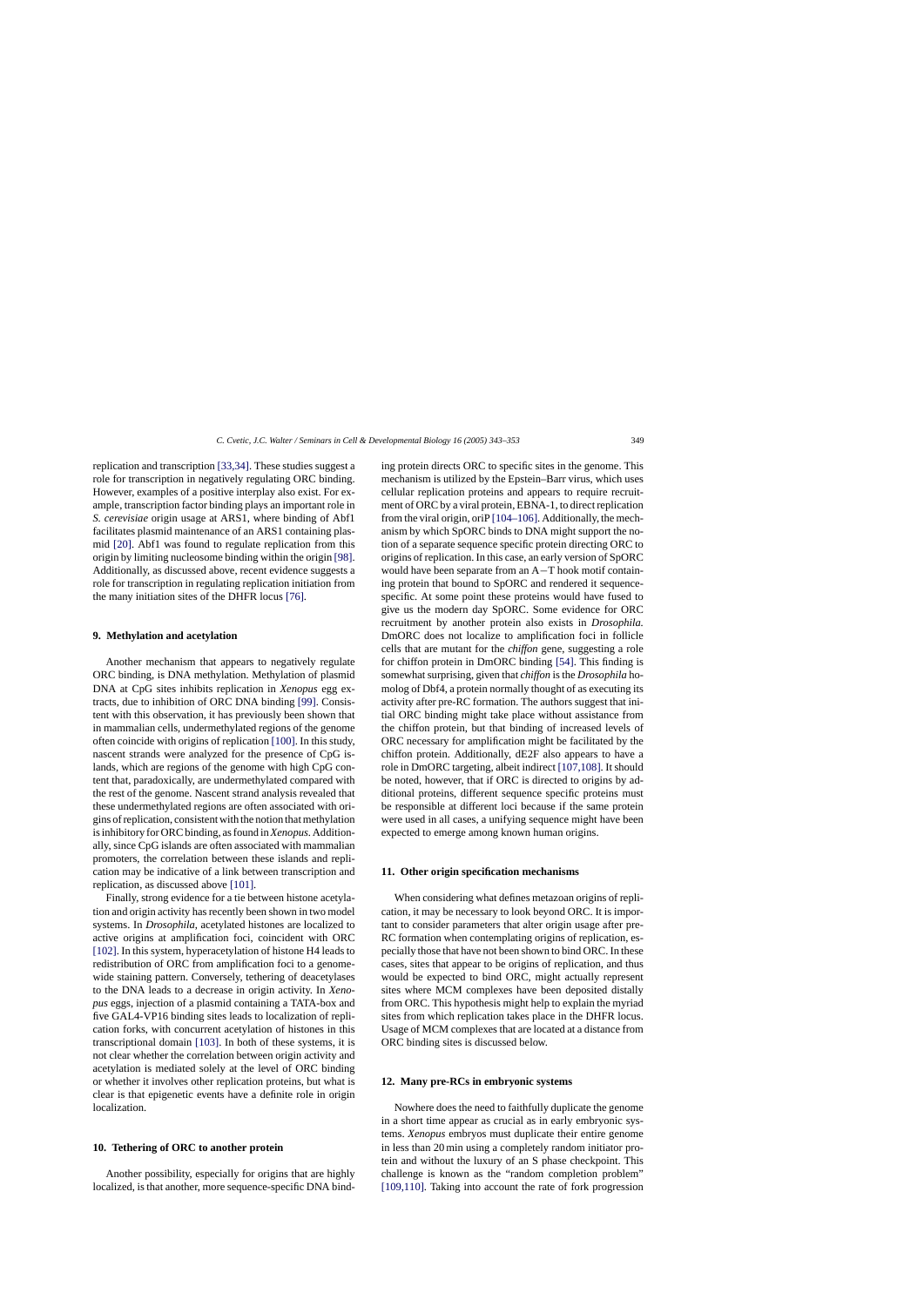replication and transcription [33,34]. These studies suggest a role for transcription in negatively regulating ORC binding. However, examples of a positive interplay also exist. For example, transcription factor binding plays an important role in *S. cerevisiae* origin usage at ARS1, where binding of Abf1 facilitates plasmid maintenance of an ARS1 containing plasmid [20]. Abf1 was found to regulate replication from this origin by limiting nucleosome binding within the origin [98]. Additionally, as discussed above, recent evidence suggests a role for transcription in regulating replication initiation from the many initiation sites of the DHFR locus [76].

## 9. Methylation and acetylation

Another mechanism that appears to negatively regulate ORC binding, is DNA methylation. Methylation of plasmid DNA at CpG sites inhibits replication in *Xenopus* egg extracts, due to inhibition of ORC DNA binding [99]. Consistent with this observation, it has previously been shown that in mammalian cells, undermethylated regions of the genome often coincide with origins of replication [100]. In this study, nascent strands were analyzed for the presence of CpG islands, which are regions of the genome with high CpG content that, paradoxically, are undermethylated compared with the rest of the genome. Nascent strand analysis revealed that these undermethylated regions are often associated with origins of replication, consistent with the notion that methylation is inhibitory for ORC binding, as found in *Xenopus*. Additionally, since CpG islands are often associated with mammalian promoters, the correlation between these islands and replication may be indicative of a link between transcription and replication, as discussed above [101].

Finally, strong evidence for a tie between histone acetylation and origin activity has recently been shown in two model systems. In *Drosophila*, acetylated histones are localized to active origins at amplification foci, coincident with ORC [102]. In this system, hyperacetylation of histone H4 leads to redistribution of ORC from amplification foci to a genome-wide staining pattern. Conversely, tethering of deacetylases to the DNA leads to a decrease in origin activity. In *Xenopus* eggs, injection of a plasmid containing a TATA-box and five GAL4-VP16 binding sites leads to localization of replication forks, with concurrent acetylation of histones in this transcriptional domain [103]. In both of these systems, it is not clear whether the correlation between origin activity and acetylation is mediated solely at the level of ORC binding or whether it involves other replication proteins, but what is clear is that epigenetic events have a definite role in origin localization.

## 10. Tethering of ORC to another protein

Another possibility, especially for origins that are highly localized, is that another, more sequence-specific DNA binding protein directs ORC to specific sites in the genome. This mechanism is utilized by the Epstein–Barr virus, which uses cellular replication proteins and appears to require recruitment of ORC by a viral protein, EBNA-1, to direct replication from the viral origin, oriP [104–106]. Additionally, the mechanism by which SpORC binds to DNA might support the notion of a separate sequence specific protein directing ORC to origins of replication. In this case, an early version of SpORC would have been separate from an A—T hook motif containing protein that bound to SpORC and rendered it sequence-specific. At some point these proteins would have fused to give us the modern day SpORC. Some evidence for ORC recruitment by another protein also exists in *Drosophila*. DmORC does not localize to amplification foci in follicle cells that are mutant for the *chiffon* gene, suggesting a role for chiffon protein in DmORC binding [54]. This finding is somewhat surprising, given that *chiffon* is the *Drosophila* homolog of Dbf4, a protein normally thought of as executing its activity after pre-RC formation. The authors suggest that initial ORC binding might take place without assistance from the chiffon protein, but that binding of increased levels of ORC necessary for amplification might be facilitated by the chiffon protein. Additionally, dE2F also appears to have a role in DmORC targeting, albeit indirect [107,108]. It should be noted, however, that if ORC is directed to origins by additional proteins, different sequence specific proteins must be responsible at different loci because if the same protein were used in all cases, a unifying sequence might have been expected to emerge among known human origins.

## 11. Other origin specification mechanisms

When considering what defines metazoan origins of replication, it may be necessary to look beyond ORC. It is important to consider parameters that alter origin usage after pre-RC formation when contemplating origins of replication, especially those that have not been shown to bind ORC. In these cases, sites that appear to be origins of replication, and thus would be expected to bind ORC, might actually represent sites where MCM complexes have been deposited distally from ORC. This hypothesis might help to explain the myriad sites from which replication takes place in the DHFR locus. Usage of MCM complexes that are located at a distance from ORC binding sites is discussed below.

## 12. Many pre-RCs in embryonic systems

Nowhere does the need to faithfully duplicate the genome in a short time appear as crucial as in early embryonic systems. *Xenopus* embryos must duplicate their entire genome in less than 20 min using a completely random initiator protein and without the luxury of an S phase checkpoint. This challenge is known as the "random completion problem" [109,110]. Taking into account the rate of fork progression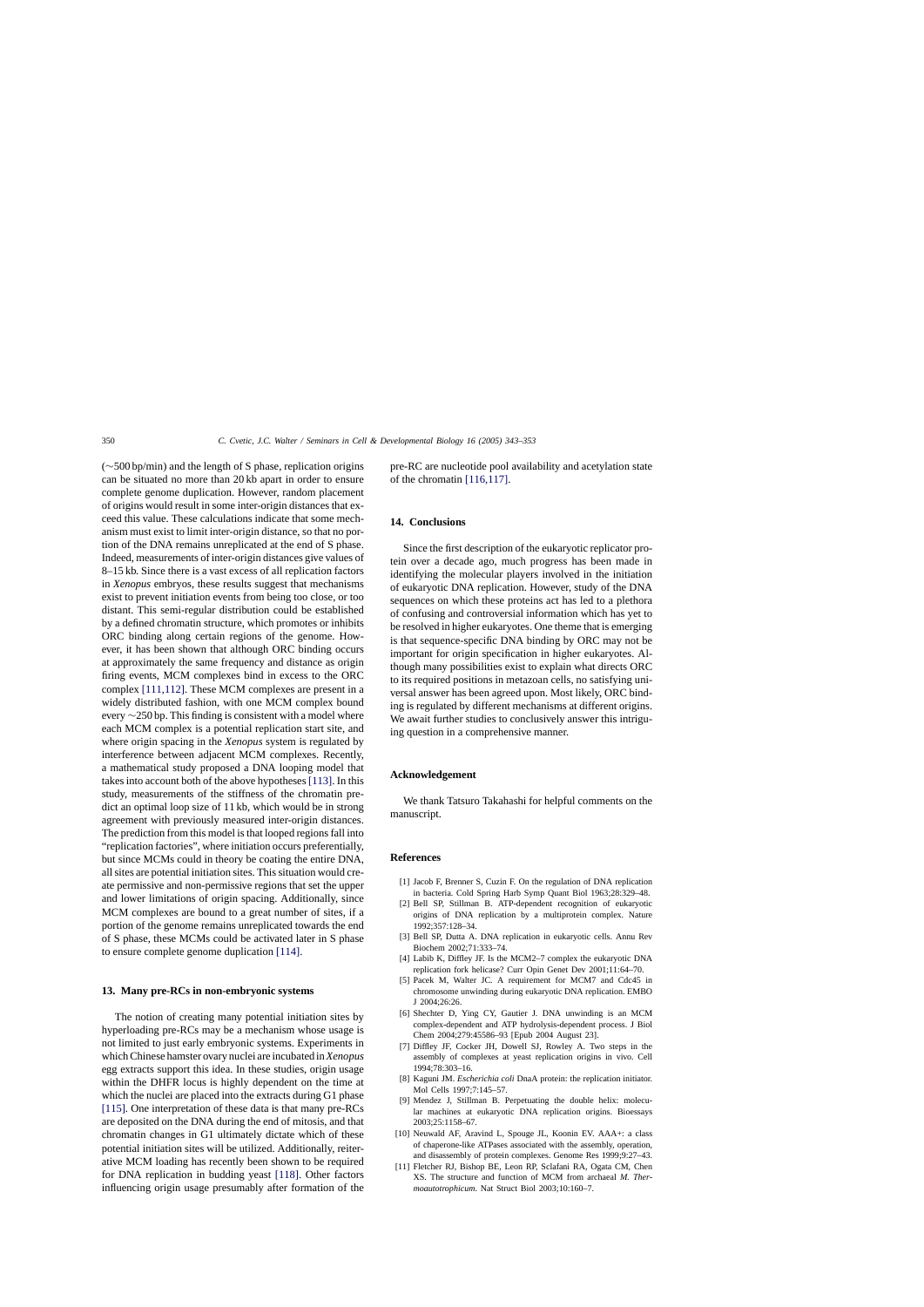(~500 bp/min) and the length of S phase, replication origins can be situated no more than 20 kb apart in order to ensure complete genome duplication. However, random placement of origins would result in some inter-origin distances that exceed this value. These calculations indicate that some mechanism must exist to limit inter-origin distance, so that no portion of the DNA remains unreplicated at the end of S phase. Indeed, measurements of inter-origin distances give values of 8–15 kb. Since there is a vast excess of all replication factors in *Xenopus* embryos, these results suggest that mechanisms exist to prevent initiation events from being too close, or too distant. This semi-regular distribution could be established by a defined chromatin structure, which promotes or inhibits ORC binding along certain regions of the genome. However, it has been shown that although ORC binding occurs at approximately the same frequency and distance as origin firing events, MCM complexes bind in excess to the ORC complex [111,112]. These MCM complexes are present in a widely distributed fashion, with one MCM complex bound every ~250 bp. This finding is consistent with a model where each MCM complex is a potential replication start site, and where origin spacing in the *Xenopus* system is regulated by interference between adjacent MCM complexes. Recently, a mathematical study proposed a DNA looping model that takes into account both of the above hypotheses [113]. In this study, measurements of the stiffness of the chromatin predict an optimal loop size of 11 kb, which would be in strong agreement with previously measured inter-origin distances. The prediction from this model is that looped regions fall into "replication factories", where initiation occurs preferentially, but since MCMs could in theory be coating the entire DNA, all sites are potential initiation sites. This situation would create permissive and non-permissive regions that set the upper and lower limitations of origin spacing. Additionally, since MCM complexes are bound to a great number of sites, if a portion of the genome remains unreplicated towards the end of S phase, these MCMs could be activated later in S phase to ensure complete genome duplication [114].

## 13. Many pre-RCs in non-embryonic systems

The notion of creating many potential initiation sites by hyperloading pre-RCs may be a mechanism whose usage is not limited to just early embryonic systems. Experiments in which Chinese hamster ovary nuclei are incubated in *Xenopus* egg extracts support this idea. In these studies, origin usage within the DHFR locus is highly dependent on the time at which the nuclei are placed into the extracts during G1 phase [115]. One interpretation of these data is that many pre-RCs are deposited on the DNA during the end of mitosis, and that chromatin changes in G1 ultimately dictate which of these potential initiation sites will be utilized. Additionally, reiterative MCM loading has recently been shown to be required for DNA replication in budding yeast [118]. Other factors influencing origin usage presumably after formation of the pre-RC are nucleotide pool availability and acetylation state of the chromatin [116,117].

## 14. Conclusions

Since the first description of the eukaryotic replicator protein over a decade ago, much progress has been made in identifying the molecular players involved in the initiation of eukaryotic DNA replication. However, study of the DNA sequences on which these proteins act has led to a plethora of confusing and controversial information which has yet to be resolved in higher eukaryotes. One theme that is emerging is that sequence-specific DNA binding by ORC may not be important for origin specification in higher eukaryotes. Although many possibilities exist to explain what directs ORC to its required positions in metazoan cells, no satisfying universal answer has been agreed upon. Most likely, ORC binding is regulated by different mechanisms at different origins. We await further studies to conclusively answer this intriguing question in a comprehensive manner.

## Acknowledgement

We thank Tatsuro Takahashi for helpful comments on the manuscript.

## References

[1] Jacob F, Brenner S, Cuzin F. On the regulation of DNA replication in bacteria. Cold Spring Harb Symp Quant Biol 1963;28:329–48.

[2] Bell SP, Stillman B. ATP-dependent recognition of eukaryotic origins of DNA replication by a multiprotein complex. Nature 1992;357:128–34.

[3] Bell SP, Dutta A. DNA replication in eukaryotic cells. Annu Rev Biochem 2002;71:333–74.

[4] Labib K, Diffley JF. Is the MCM2–7 complex the eukaryotic DNA replication fork helicase? Curr Opin Genet Dev 2001;11:64–70.

[5] Pacek M, Walter JC. A requirement for MCM7 and Cdc45 in chromosome unwinding during eukaryotic DNA replication. EMBO J 2004;26:26.

[6] Shechter D, Ying CY, Gautier J. DNA unwinding is an MCM complex-dependent and ATP hydrolysis-dependent process. J Biol Chem 2004;279:45586–93 [Epub 2004 August 23].

[7] Diffley JF, Cocker JH, Dowell SJ, Rowley A. Two steps in the assembly of complexes at yeast replication origins in vivo. Cell 1994;78:303–16.

[8] Kaguni JM. *Escherichia coli* DnaA protein: the replication initiator. Mol Cells 1997;7:145–57.

[9] Mendez J, Stillman B. Perpetuating the double helix: molecular machines at eukaryotic DNA replication origins. Bioessays 2003;25:1158–67.

[10] Neuwald AF, Aravind L, Spouge JL, Koonin EV. AAA+: a class of chaperone-like ATPases associated with the assembly, operation, and disassembly of protein complexes. Genome Res 1999;9:27–43.

[11] Fletcher RJ, Bishop BE, Leon RP, Sclafani RA, Ogata CM, Chen XS. The structure and function of MCM from archaeal *M. Thermoautotrophicum*. Nat Struct Biol 2003;10:160–7.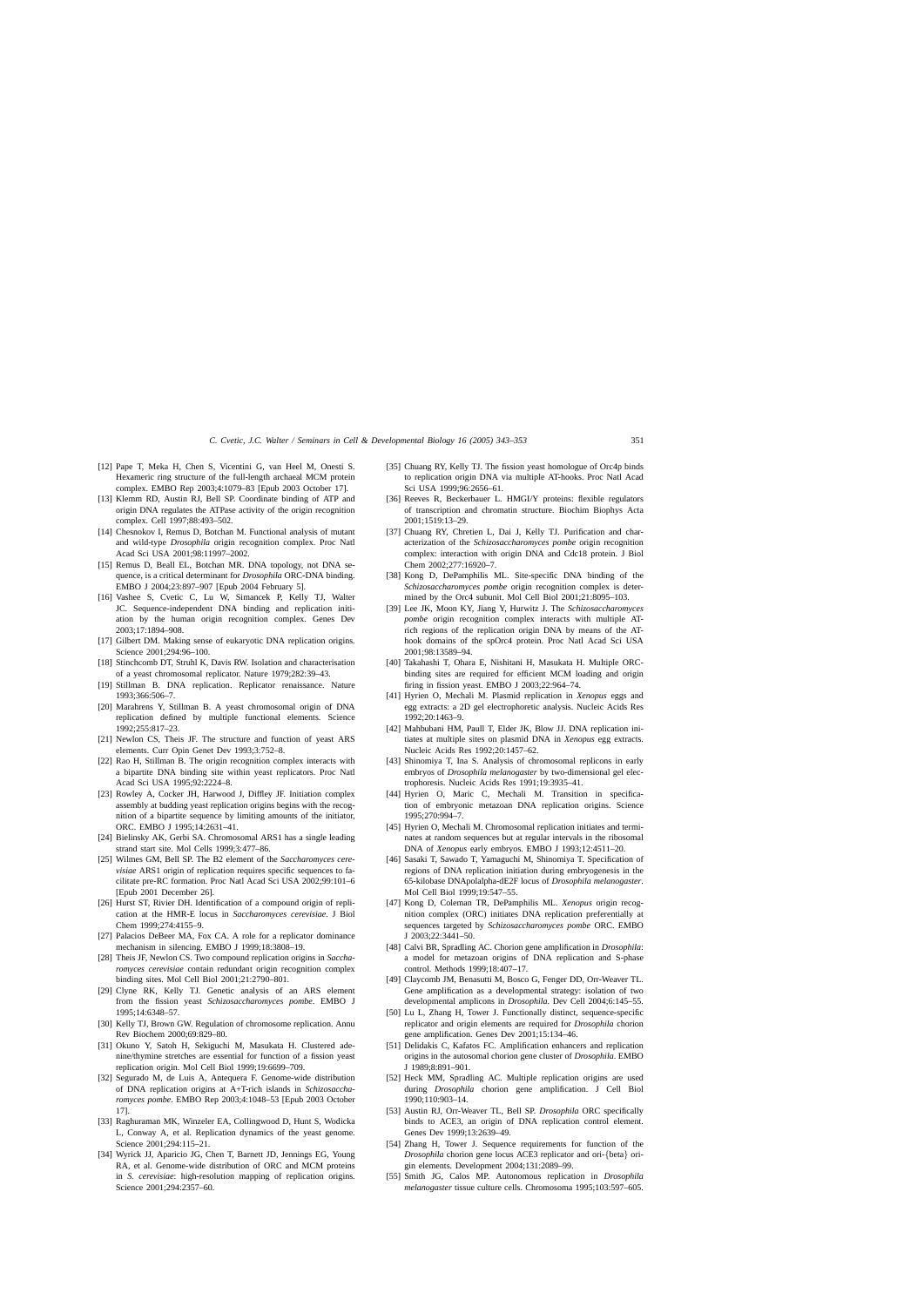[12] Pape T, Meka H, Chen S, Vicentini G, van Heel M, Onesti S. Hexameric ring structure of the full-length archaeal MCM protein complex. EMBO Rep 2003;4:1079–83 [Epub 2003 October 17].

[13] Klemm RD, Austin RJ, Bell SP. Coordinate binding of ATP and origin DNA regulates the ATPase activity of the origin recognition complex. Cell 1997;88:493–502.

[14] Chesnokov I, Remus D, Botchan M. Functional analysis of mutant and wild-type *Drosophila* origin recognition complex. Proc Natl Acad Sci USA 2001;98:11997–2002.

[15] Remus D, Beall EL, Botchan MR. DNA topology, not DNA sequence, is a critical determinant for *Drosophila* ORC-DNA binding. EMBO J 2004;23:897–907 [Epub 2004 February 5].

[16] Vashee S, Cvetic C, Lu W, Simancek P, Kelly TJ, Walter JC. Sequence-independent DNA binding and replication initiation by the human origin recognition complex. Genes Dev 2003;17:1894–908.

[17] Gilbert DM. Making sense of eukaryotic DNA replication origins. Science 2001;294:96–100.

[18] Stinchcomb DT, Struhl K, Davis RW. Isolation and characterisation of a yeast chromosomal replicator. Nature 1979;282:39–43.

[19] Stillman B. DNA replication. Replicator renaissance. Nature 1993;366:506–7.

[20] Marahrens Y, Stillman B. A yeast chromosomal origin of DNA replication defined by multiple functional elements. Science 1992;255:817–23.

[21] Newlon CS, Theis JF. The structure and function of yeast ARS elements. Curr Opin Genet Dev 1993;3:752–8.

[22] Rao H, Stillman B. The origin recognition complex interacts with a bipartite DNA binding site within yeast replicators. Proc Natl Acad Sci USA 1995;92:2224–8.

[23] Rowley A, Cocker JH, Harwood J, Diffley JF. Initiation complex assembly at budding yeast replication origins begins with the recognition of a bipartite sequence by limiting amounts of the initiator, ORC. EMBO J 1995;14:2631–41.

[24] Bielinsky AK, Gerbi SA. Chromosomal ARS1 has a single leading strand start site. Mol Cells 1999;3:477–86.

[25] Wilmes GM, Bell SP. The B2 element of the *Saccharomyces cerevisiae* ARS1 origin of replication requires specific sequences to facilitate pre-RC formation. Proc Natl Acad Sci USA 2002;99:101–6 [Epub 2001 December 26].

[26] Hurst ST, Rivier DH. Identification of a compound origin of replication at the HMR-E locus in *Saccharomyces cerevisiae*. J Biol Chem 1999;274:4155–9.

[27] Palacios DeBeer MA, Fox CA. A role for a replicator dominance mechanism in silencing. EMBO J 1999;18:3808–19.

[28] Theis JF, Newlon CS. Two compound replication origins in *Saccharomyces cerevisiae* contain redundant origin recognition complex binding sites. Mol Cell Biol 2001;21:2790–801.

[29] Clyne RK, Kelly TJ. Genetic analysis of an ARS element from the fission yeast *Schizosaccharomyces pombe*. EMBO J 1995;14:6348–57.

[30] Kelly TJ, Brown GW. Regulation of chromosome replication. Annu Rev Biochem 2000;69:829–80.

[31] Okuno Y, Satoh H, Sekiguchi M, Masukata H. Clustered adenine/thymine stretches are essential for function of a fission yeast replication origin. Mol Cell Biol 1999;19:6699–709.

[32] Segurado M, de Luis A, Antequera F. Genome-wide distribution of DNA replication origins at A+T-rich islands in *Schizosaccharomyces pombe*. EMBO Rep 2003;4:1048–53 [Epub 2003 October 17].

[33] Raghuraman MK, Winzeler EA, Collingwood D, Hunt S, Wodicka L, Conway A, et al. Replication dynamics of the yeast genome. Science 2001;294:115–21.

[34] Wyrick JJ, Aparicio JG, Chen T, Barnett JD, Jennings EG, Young RA, et al. Genome-wide distribution of ORC and MCM proteins in *S. cerevisiae*: high-resolution mapping of replication origins. Science 2001;294:2357–60.

[35] Chuang RY, Kelly TJ. The fission yeast homologue of Orc4p binds to replication origin DNA via multiple AT-hooks. Proc Natl Acad Sci USA 1999;96:2656–61.

[36] Reeves R, Beckerbauer L. HMGI/Y proteins: flexible regulators of transcription and chromatin structure. Biochim Biophys Acta 2001;1519:13–29.

[37] Chuang RY, Chretien L, Dai J, Kelly TJ. Purification and characterization of the *Schizosaccharomyces pombe* origin recognition complex: interaction with origin DNA and Cdc18 protein. J Biol Chem 2002;277:16920–7.

[38] Kong D, DePamphilis ML. Site-specific DNA binding of the *Schizosaccharomyces pombe* origin recognition complex is determined by the Orc4 subunit. Mol Cell Biol 2001;21:8095–103.

[39] Lee JK, Moon KY, Jiang Y, Hurwitz J. The *Schizosaccharomyces pombe* origin recognition complex interacts with multiple AT-rich regions of the replication origin DNA by means of the AT-hook domains of the spOrc4 protein. Proc Natl Acad Sci USA 2001;98:13589–94.

[40] Takahashi T, Ohara E, Nishitani H, Masukata H. Multiple ORC-binding sites are required for efficient MCM loading and origin firing in fission yeast. EMBO J 2003;22:964–74.

[41] Hyrien O, Mechali M. Plasmid replication in *Xenopus* eggs and egg extracts: a 2D gel electrophoretic analysis. Nucleic Acids Res 1992;20:1463–9.

[42] Mahbubani HM, Paull T, Elder JK, Blow JJ. DNA replication initiates at multiple sites on plasmid DNA in *Xenopus* egg extracts. Nucleic Acids Res 1992;20:1457–62.

[43] Shinomiya T, Ina S. Analysis of chromosomal replicons in early embryos of *Drosophila melanogaster* by two-dimensional gel electrophoresis. Nucleic Acids Res 1991;19:3935–41.

[44] Hyrien O, Maric C, Mechali M. Transition in specification of embryonic metazoan DNA replication origins. Science 1995;270:994–7.

[45] Hyrien O, Mechali M. Chromosomal replication initiates and terminates at random sequences but at regular intervals in the ribosomal DNA of *Xenopus* early embryos. EMBO J 1993;12:4511–20.

[46] Sasaki T, Sawado T, Yamaguchi M, Shinomiya T. Specification of regions of DNA replication initiation during embryogenesis in the 65-kilobase DNApolalpha-dE2F locus of *Drosophila melanogaster*. Mol Cell Biol 1999;19:547–55.

[47] Kong D, Coleman TR, DePamphilis ML. *Xenopus* origin recognition complex (ORC) initiates DNA replication preferentially at sequences targeted by *Schizosaccharomyces pombe* ORC. EMBO J 2003;22:3441–50.

[48] Calvi BR, Spradling AC. Chorion gene amplification in *Drosophila*: a model for metazoan origins of DNA replication and S-phase control. Methods 1999;18:407–17.

[49] Claycomb JM, Benasutti M, Bosco G, Fenger DD, Orr-Weaver TL. Gene amplification as a developmental strategy: isolation of two developmental amplicons in *Drosophila*. Dev Cell 2004;6:145–55.

[50] Lu L, Zhang H, Tower J. Functionally distinct, sequence-specific replicator and origin elements are required for *Drosophila* chorion gene amplification. Genes Dev 2001;15:134–46.

[51] Delidakis C, Kafatos FC. Amplification enhancers and replication origins in the autosomal chorion gene cluster of *Drosophila*. EMBO J 1989;8:891–901.

[52] Heck MM, Spradling AC. Multiple replication origins are used during *Drosophila* chorion gene amplification. J Cell Biol 1990;110:903–14.

[53] Austin RJ, Orr-Weaver TL, Bell SP. *Drosophila* ORC specifically binds to ACE3, an origin of DNA replication control element. Genes Dev 1999;13:2639–49.

[54] Zhang H, Tower J. Sequence requirements for function of the *Drosophila* chorion gene locus ACE3 replicator and ori-{beta} origin elements. Development 2004;131:2089–99.

[55] Smith JG, Calos MP. Autonomous replication in *Drosophila melanogaster* tissue culture cells. Chromosoma 1995;103:597–605.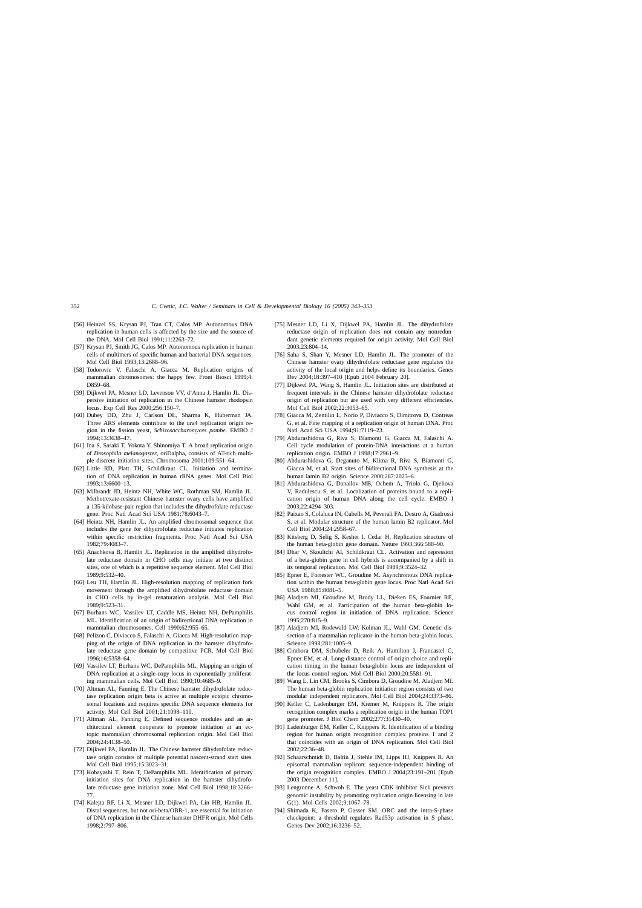[56] Heinzel SS, Krysan PJ, Tran CT, Calos MP. Autonomous DNA replication in human cells is affected by the size and the source of the DNA. Mol Cell Biol 1991;11:2263–72.

[57] Krysan PJ, Smith JG, Calos MP. Autonomous replication in human cells of multimers of specific human and bacterial DNA sequences. Mol Cell Biol 1993;13:2688–96.

[58] Todorovic V, Falaschi A, Giacca M. Replication origins of mammalian chromosomes: the happy few. Front Biosci 1999;4:D859–68.

[59] Dijkwel PA, Mesner LD, Levenson VV, d'Anna J, Hamlin JL. Dispersive initiation of replication in the Chinese hamster rhodopsin locus. Exp Cell Res 2000;256:150–7.

[60] Dubey DD, Zhu J, Carlson DL, Sharma K, Huberman JA. Three ARS elements contribute to the ura4 replication origin region in the fission yeast, *Schizosaccharomyces pombe*. EMBO J 1994;13:3638–47.

[61] Ina S, Sasaki T, Yokota Y, Shinomiya T. A broad replication origin of *Drosophila melanogaster*, oriDalpha, consists of AT-rich multiple discrete initiation sites. Chromosoma 2001;109:551–64.

[62] Little RD, Platt TH, Schildkraut CL. Initiation and termination of DNA replication in human rRNA genes. Mol Cell Biol 1993;13:6600–13.

[63] Milbrandt JD, Heintz NH, White WC, Rothman SM, Hamlin JL. Methotrexate-resistant Chinese hamster ovary cells have amplified a 135-kilobase-pair region that includes the dihydrofolate reductase gene. Proc Natl Acad Sci USA 1981;78:6043–7.

[64] Heintz NH, Hamlin JL. An amplified chromosomal sequence that includes the gene for dihydrofolate reductase initiates replication within specific restriction fragments. Proc Natl Acad Sci USA 1982;79:4083–7.

[65] Anachkova B, Hamlin JL. Replication in the amplified dihydrofolate reductase domain in CHO cells may initiate at two distinct sites, one of which is a repetitive sequence element. Mol Cell Biol 1989;9:532–40.

[66] Leu TH, Hamlin JL. High-resolution mapping of replication fork movement through the amplified dihydrofolate reductase domain in CHO cells by in-gel renaturation analysis. Mol Cell Biol 1989;9:523–31.

[67] Burhans WC, Vassilev LT, Caddle MS, Heintz NH, DePamphilis ML. Identification of an origin of bidirectional DNA replication in mammalian chromosomes. Cell 1990;62:955–65.

[68] Pelizon C, Diviacco S, Falaschi A, Giacca M. High-resolution mapping of the origin of DNA replication in the hamster dihydrofolate reductase gene domain by competitive PCR. Mol Cell Biol 1996;16:5358–64.

[69] Vassilev LT, Burhans WC, DePamphilis ML. Mapping an origin of DNA replication at a single-copy locus in exponentially proliferating mammalian cells. Mol Cell Biol 1990;10:4685–9.

[70] Altman AL, Fanning E. The Chinese hamster dihydrofolate reductase replication origin beta is active at multiple ectopic chromosomal locations and requires specific DNA sequence elements for activity. Mol Cell Biol 2001;21:1098–110.

[71] Altman AL, Fanning E. Defined sequence modules and an architectural element cooperate to promote initiation at an ectopic mammalian chromosomal replication origin. Mol Cell Biol 2004;24:4138–50.

[72] Dijkwel PA, Hamlin JL. The Chinese hamster dihydrofolate reductase origin consists of multiple potential nascent-strand start sites. Mol Cell Biol 1995;15:3023–31.

[73] Kobayashi T, Rein T, DePamphilis ML. Identification of primary initiation sites for DNA replication in the hamster dihydrofolate reductase gene initiation zone. Mol Cell Biol 1998;18:3266–77.

[74] Kalejta RF, Li X, Mesner LD, Dijkwel PA, Lin HB, Hamlin JL. Distal sequences, but not ori-beta/OBR-1, are essential for initiation of DNA replication in the Chinese hamster DHFR origin. Mol Cells 1998;2:797–806.

[75] Mesner LD, Li X, Dijkwel PA, Hamlin JL. The dihydrofolate reductase origin of replication does not contain any nonredundant genetic elements required for origin activity. Mol Cell Biol 2003;23:804–14.

[76] Saha S, Shan Y, Mesner LD, Hamlin JL. The promoter of the Chinese hamster ovary dihydrofolate reductase gene regulates the activity of the local origin and helps define its boundaries. Genes Dev 2004;18:397–410 [Epub 2004 February 20].

[77] Dijkwel PA, Wang S, Hamlin JL. Initiation sites are distributed at frequent intervals in the Chinese hamster dihydrofolate reductase origin of replication but are used with very different efficiencies. Mol Cell Biol 2002;22:3053–65.

[78] Giacca M, Zentilin L, Norio P, Diviacco S, Dimitrova D, Contreas G, et al. Fine mapping of a replication origin of human DNA. Proc Natl Acad Sci USA 1994;91:7119–23.

[79] Abdurashidova G, Riva S, Biamonti G, Giacca M, Falaschi A. Cell cycle modulation of protein-DNA interactions at a human replication origin. EMBO J 1998;17:2961–9.

[80] Abdurashidova G, Deganuto M, Klima R, Riva S, Biamonti G, Giacca M, et al. Start sites of bidirectional DNA synthesis at the human lamin B2 origin. Science 2000;287:2023–6.

[81] Abdurashidova G, Danailov MB, Ochem A, Triolo G, Djeliova V, Radulescu S, et al. Localization of proteins bound to a replication origin of human DNA along the cell cycle. EMBO J 2003;22:4294–303.

[82] Paixao S, Colaluca IN, Cubells M, Peverali FA, Destro A, Giadrossi S, et al. Modular structure of the human lamin B2 replicator. Mol Cell Biol 2004;24:2958–67.

[83] Kitsberg D, Selig S, Keshet I, Cedar H. Replication structure of the human beta-globin gene domain. Nature 1993;366:588–90.

[84] Dhar V, Skoultchi AI, Schildkraut CL. Activation and repression of a beta-globin gene in cell hybrids is accompanied by a shift in its temporal replication. Mol Cell Biol 1989;9:3524–32.

[85] Epner E, Forrester WC, Groudine M. Asynchronous DNA replication within the human beta-globin gene locus. Proc Natl Acad Sci USA 1988;85:8081–5.

[86] Aladjem MI, Groudine M, Brody LL, Dieken ES, Fournier RE, Wahl GM, et al. Participation of the human beta-globin locus control region in initiation of DNA replication. Science 1995;270:815–9.

[87] Aladjem MI, Rodewald LW, Kolman JL, Wahl GM. Genetic dissection of a mammalian replicator in the human beta-globin locus. Science 1998;281:1005–9.

[88] Cimbora DM, Schubeler D, Reik A, Hamilton J, Francastel C, Epner EM, et al. Long-distance control of origin choice and replication timing in the human beta-globin locus are independent of the locus control region. Mol Cell Biol 2000;20:5581–91.

[89] Wang L, Lin CM, Brooks S, Cimbora D, Groudine M, Aladjem MI. The human beta-globin replication initiation region consists of two modular independent replicators. Mol Cell Biol 2004;24:3373–86.

[90] Keller C, Ladenburger EM, Kremer M, Knippers R. The origin recognition complex marks a replication origin in the human TOP1 gene promoter. J Biol Chem 2002;277:31430–40.

[91] Ladenburger EM, Keller C, Knippers R. Identification of a binding region for human origin recognition complex proteins 1 and 2 that coincides with an origin of DNA replication. Mol Cell Biol 2002;22:36–48.

[92] Schaarschmidt D, Baltin J, Stehle IM, Lipps HJ, Knippers R. An episomal mammalian replicon: sequence-independent binding of the origin recognition complex. EMBO J 2004;23:191–201 [Epub 2003 December 11].

[93] Lengronne A, Schwob E. The yeast CDK inhibitor Sic1 prevents genomic instability by promoting replication origin licensing in late G(1). Mol Cells 2002;9:1067–78.

[94] Shimada K, Pasero P, Gasser SM. ORC and the intra-S-phase checkpoint: a threshold regulates Rad53p activation in S phase. Genes Dev 2002;16:3236–52.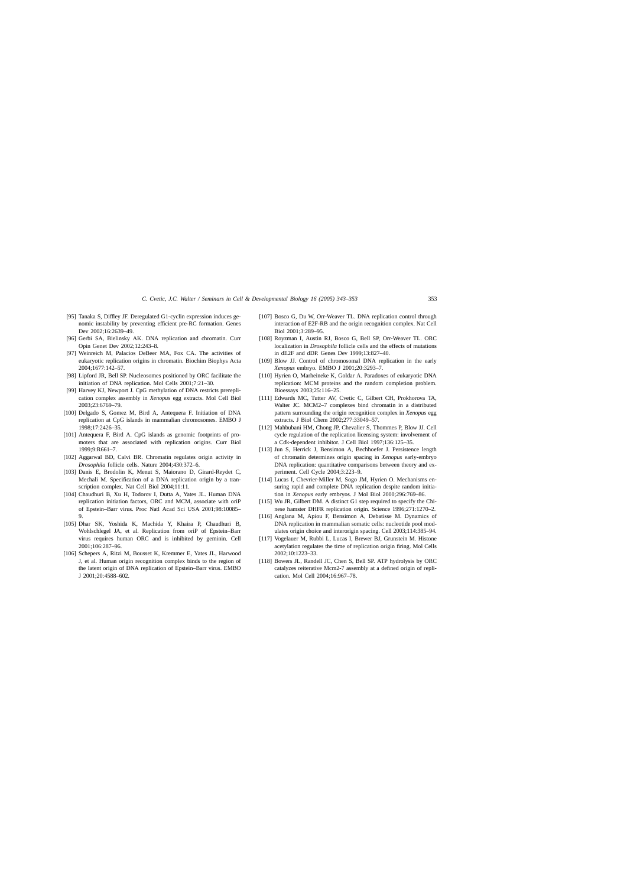[95] Tanaka S, Diffley JF. Deregulated G1-cyclin expression induces genomic instability by preventing efficient pre-RC formation. Genes Dev 2002;16:2639–49.

[96] Gerbi SA, Bielinsky AK. DNA replication and chromatin. Curr Opin Genet Dev 2002;12:243–8.

[97] Weinreich M, Palacios DeBeer MA, Fox CA. The activities of eukaryotic replication origins in chromatin. Biochim Biophys Acta 2004;1677:142–57.

[98] Lipford JR, Bell SP. Nucleosomes positioned by ORC facilitate the initiation of DNA replication. Mol Cells 2001;7:21–30.

[99] Harvey KJ, Newport J. CpG methylation of DNA restricts prereplication complex assembly in *Xenopus* egg extracts. Mol Cell Biol 2003;23:6769–79.

[100] Delgado S, Gomez M, Bird A, Antequera F. Initiation of DNA replication at CpG islands in mammalian chromosomes. EMBO J 1998;17:2426–35.

[101] Antequera F, Bird A. CpG islands as genomic footprints of promoters that are associated with replication origins. Curr Biol 1999;9:R661–7.

[102] Aggarwal BD, Calvi BR. Chromatin regulates origin activity in *Drosophila* follicle cells. Nature 2004;430:372–6.

[103] Danis E, Brodolin K, Menut S, Maiorano D, Girard-Reydet C, Mechali M. Specification of a DNA replication origin by a transcription complex. Nat Cell Biol 2004;11:11.

[104] Chaudhuri B, Xu H, Todorov I, Dutta A, Yates JL. Human DNA replication initiation factors, ORC and MCM, associate with oriP of Epstein–Barr virus. Proc Natl Acad Sci USA 2001;98:10085–9.

[105] Dhar SK, Yoshida K, Machida Y, Khaira P, Chaudhuri B, Wohlschlegel JA, et al. Replication from oriP of Epstein–Barr virus requires human ORC and is inhibited by geminin. Cell 2001;106:287–96.

[106] Schepers A, Ritzi M, Bousset K, Kremmer E, Yates JL, Harwood J, et al. Human origin recognition complex binds to the region of the latent origin of DNA replication of Epstein–Barr virus. EMBO J 2001;20:4588–602.

[107] Bosco G, Du W, Orr-Weaver TL. DNA replication control through interaction of E2F-RB and the origin recognition complex. Nat Cell Biol 2001;3:289–95.

[108] Royzman I, Austin RJ, Bosco G, Bell SP, Orr-Weaver TL. ORC localization in *Drosophila* follicle cells and the effects of mutations in dE2F and dDP. Genes Dev 1999;13:827–40.

[109] Blow JJ. Control of chromosomal DNA replication in the early *Xenopus* embryo. EMBO J 2001;20:3293–7.

[110] Hyrien O, Marheineke K, Goldar A. Paradoxes of eukaryotic DNA replication: MCM proteins and the random completion problem. Bioessays 2003;25:116–25.

[111] Edwards MC, Tutter AV, Cvetic C, Gilbert CH, Prokhorova TA, Walter JC. MCM2–7 complexes bind chromatin in a distributed pattern surrounding the origin recognition complex in *Xenopus* egg extracts. J Biol Chem 2002;277:33049–57.

[112] Mahbubani HM, Chong JP, Chevalier S, Thommes P, Blow JJ. Cell cycle regulation of the replication licensing system: involvement of a Cdk-dependent inhibitor. J Cell Biol 1997;136:125–35.

[113] Jun S, Herrick J, Bensimon A, Bechhoefer J. Persistence length of chromatin determines origin spacing in *Xenopus* early-embryo DNA replication: quantitative comparisons between theory and experiment. Cell Cycle 2004;3:223–9.

[114] Lucas I, Chevrier-Miller M, Sogo JM, Hyrien O. Mechanisms ensuring rapid and complete DNA replication despite random initiation in *Xenopus* early embryos. J Mol Biol 2000;296:769–86.

[115] Wu JR, Gilbert DM. A distinct G1 step required to specify the Chinese hamster DHFR replication origin. Science 1996;271:1270–2.

[116] Anglana M, Apiou F, Bensimon A, Debatisse M. Dynamics of DNA replication in mammalian somatic cells: nucleotide pool modulates origin choice and interorigin spacing. Cell 2003;114:385–94.

[117] Vogelauer M, Rubbi L, Lucas I, Brewer BJ, Grunstein M. Histone acetylation regulates the time of replication origin firing. Mol Cells 2002;10:1223–33.

[118] Bowers JL, Randell JC, Chen S, Bell SP. ATP hydrolysis by ORC catalyzes reiterative Mcm2-7 assembly at a defined origin of replication. Mol Cell 2004;16:967–78.